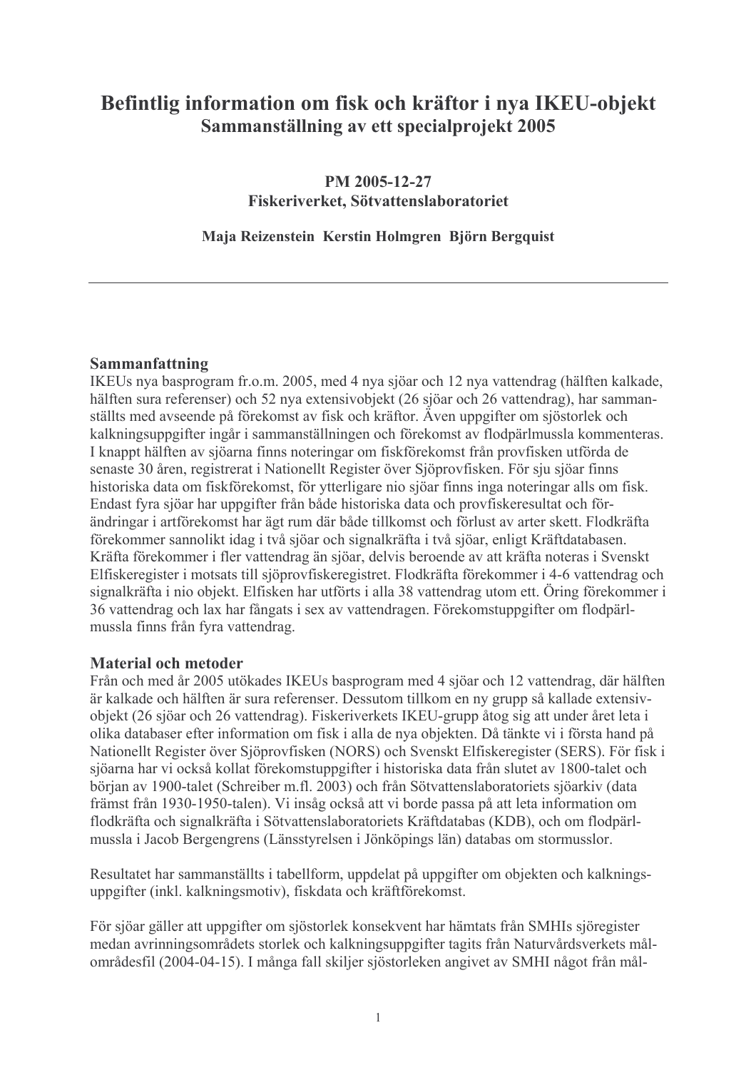# Befintlig information om fisk och kräftor i nya IKEU-objekt

## Sammanställning av ett specialprojekt 2005

**PM 2005-12-27**
**Fiskeriverket, Sötvattenslaboratoriet**

**Maja Reizenstein Kerstin Holmgren Björn Bergquist**

---

### Sammanfattning

IKEUs nya basprogram fr.o.m. 2005, med 4 nya sjöar och 12 nya vattendrag (hälften kalkade, hälften sura referenser) och 52 nya extensivobjekt (26 sjöar och 26 vattendrag), har sammanställts med avseende på förekomst av fisk och kräftor. Även uppgifter om sjöstorlek och kalkningsuppgifter ingår i sammanställningen och förekomst av flodpärlmussla kommenteras. I knappt hälften av sjöarna finns noteringar om fiskförekomst från provfisken utförda de senaste 30 åren, registrerat i Nationellt Register över Sjöprovfisken. För sju sjöar finns historiska data om fiskförekomst, för ytterligare nio sjöar finns inga noteringar alls om fisk. Endast fyra sjöar har uppgifter från både historiska data och provfiskeresultat och förändringar i artförekomst har ägt rum där både tillkomst och förlust av arter skett. Flodkräfta förekommer sannolikt idag i två sjöar och signalkräfta i två sjöar, enligt Kräftdatabasen. Kräfta förekommer i fler vattendrag än sjöar, delvis beroende av att kräfta noteras i Svenskt Elfiskeregister i motsats till sjöprovfiskeregistret. Flodkräfta förekommer i 4-6 vattendrag och signalkräfta i nio objekt. Elfisken har utförts i alla 38 vattendrag utom ett. Öring förekommer i 36 vattendrag och lax har fångats i sex av vattendragen. Förekomstuppgifter om flodpärlmussla finns från fyra vattendrag.

### Material och metoder

Från och med år 2005 utökades IKEUs basprogram med 4 sjöar och 12 vattendrag, där hälften är kalkade och hälften är sura referenser. Dessutom tillkom en ny grupp så kallade extensivobjekt (26 sjöar och 26 vattendrag). Fiskeriverkets IKEU-grupp åtog sig att under året leta i olika databaser efter information om fisk i alla de nya objekten. Då tänkte vi i första hand på Nationellt Register över Sjöprovfisken (NORS) och Svenskt Elfiskeregister (SERS). För fisk i sjöarna har vi också kollat förekomstuppgifter i historiska data från slutet av 1800-talet och början av 1900-talet (Schreiber m.fl. 2003) och från Sötvattenslaboratoriets sjöarkiv (data främst från 1930-1950-talen). Vi insåg också att vi borde passa på att leta information om flodkräfta och signalkräfta i Sötvattenslaboratoriets Kräftdatabas (KDB), och om flodpärlmussla i Jacob Bergengrens (Länsstyrelsen i Jönköpings län) databas om stormusslor.

Resultatet har sammanställts i tabellform, uppdelat på uppgifter om objekten och kalkningsuppgifter (inkl. kalkningsmotiv), fiskdata och kräftförekomst.

För sjöar gäller att uppgifter om sjöstorlek konsekvent har hämtats från SMHIs sjöregister medan avrinningsområdets storlek och kalkningsuppgifter tagits från Naturvårdsverkets målområdesfil (2004-04-15). I många fall skiljer sjöstorleken angivet av SMHI något från mål-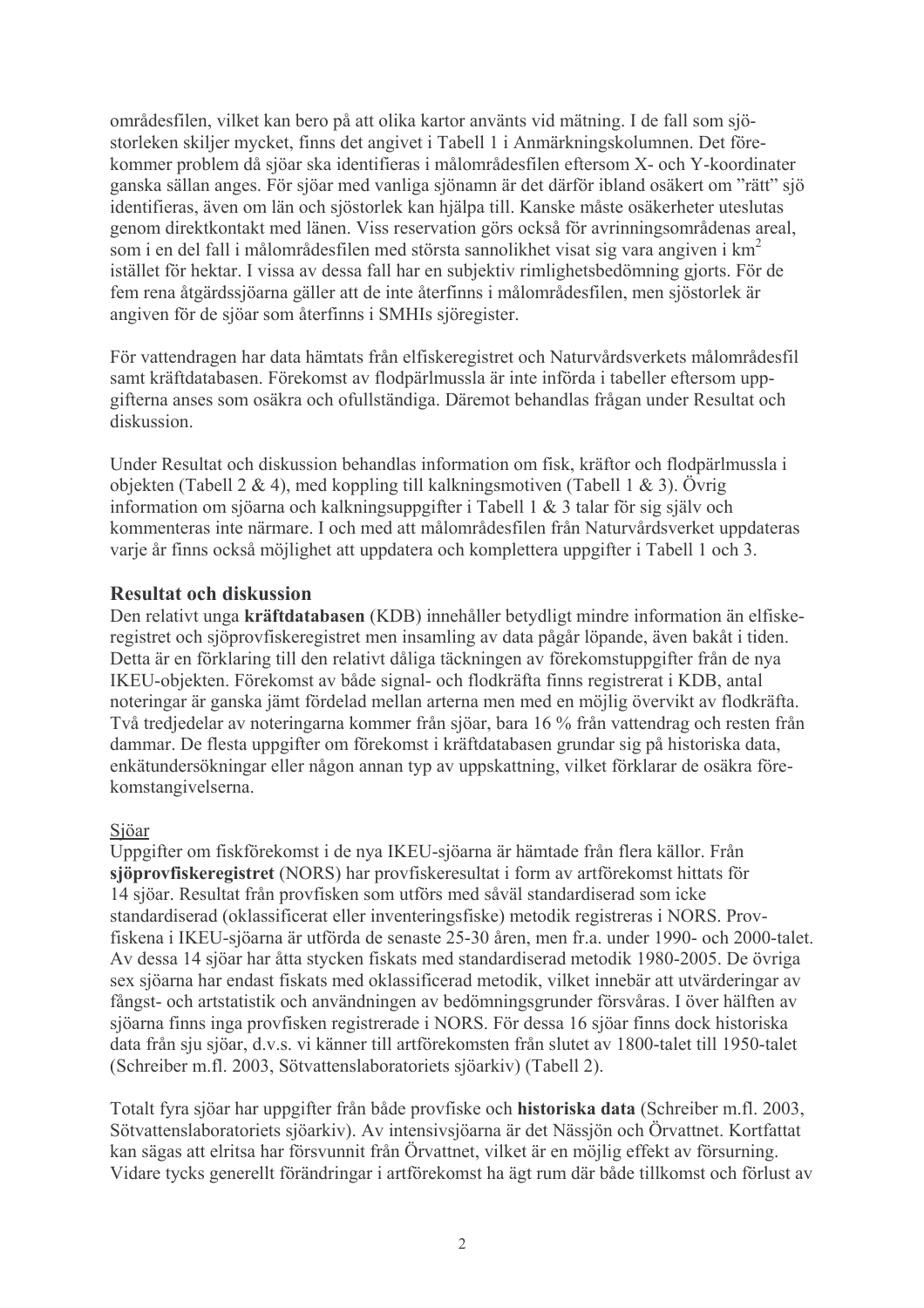områdesfilen, vilket kan bero på att olika kartor använts vid mätning. I de fall som sjöstorleken skiljer mycket, finns det angivet i Tabell 1 i Anmärkningskolumnen. Det förekommer problem då sjöar ska identifieras i målområdesfilen eftersom X- och Y-koordinater ganska sällan anges. För sjöar med vanliga sjönamn är det därför ibland osäkert om "rätt" sjö identifieras, även om län och sjöstorlek kan hjälpa till. Kanske måste osäkerheter uteslutas genom direktkontakt med länen. Viss reservation görs också för avrinningsområdenas areal, som i en del fall i målområdesfilen med största sannolikhet visat sig vara angiven i $km^2$ istället för hektar. I vissa av dessa fall har en subjektiv rimlighetsbedömning gjorts. För de fem rena åtgärdssjöarna gäller att de inte återfinns i målområdesfilen, men sjöstorlek är angiven för de sjöar som återfinns i SMHIs sjöregister.

För vattendragen har data hämtats från elfiskeregistret och Naturvårdsverkets målområdesfil samt kräftdatabasen. Förekomst av flodpärlmussla är inte införda i tabeller eftersom uppgifterna anses som osäkra och ofullständiga. Däremot behandlas frågan under Resultat och diskussion.

Under Resultat och diskussion behandlas information om fisk, kräftor och flodpärlmussla i objekten (Tabell 2 & 4), med koppling till kalkningsmotiven (Tabell 1 & 3). Övrig information om sjöarna och kalkningsuppgifter i Tabell 1 & 3 talar för sig själv och kommenteras inte närmare. I och med att målområdesfilen från Naturvårdsverket uppdateras varje år finns också möjlighet att uppdatera och komplettera uppgifter i Tabell 1 och 3.

## Resultat och diskussion

Den relativt unga **kräftdatabasen** (KDB) innehåller betydligt mindre information än elfiskeregistret och sjöprovfiskeregistret men insamling av data pågår löpande, även bakåt i tiden. Detta är en förklaring till den relativt dåliga täckningen av förekomstuppgifter från de nya IKEU-objekten. Förekomst av både signal- och flodkräfta finns registrerat i KDB, antal noteringar är ganska jämt fördelad mellan arterna men med en möjlig övervikt av flodkräfta. Två tredjedelar av noteringarna kommer från sjöar, bara 16 % från vattendrag och resten från dammar. De flesta uppgifter om förekomst i kräftdatabasen grundar sig på historiska data, enkätundersökningar eller någon annan typ av uppskattning, vilket förklarar de osäkra förekomstangivelserna.

### Sjöar

Uppgifter om fiskförekomst i de nya IKEU-sjöarna är hämtade från flera källor. Från **sjöprovfiskeregistret** (NORS) har provfiskeresultat i form av artförekomst hittats för 14 sjöar. Resultat från provfisken som utförs med såväl standardiserad som icke standardiserad (oklassificerat eller inventeringsfiske) metodik registreras i NORS. Provfiskena i IKEU-sjöarna är utförda de senaste 25-30 åren, men fr.a. under 1990- och 2000-talet. Av dessa 14 sjöar har åtta stycken fiskats med standardiserad metodik 1980-2005. De övriga sex sjöarna har endast fiskats med oklassificerad metodik, vilket innebär att utvärderingar av fångst- och artstatistik och användningen av bedömningsgrunder försvåras. I över hälften av sjöarna finns inga provfisken registrerade i NORS. För dessa 16 sjöar finns dock historiska data från sju sjöar, d.v.s. vi känner till artförekomsten från slutet av 1800-talet till 1950-talet (Schreiber m.fl. 2003, Sötvattenslaboratoriets sjöarkiv) (Tabell 2).

Totalt fyra sjöar har uppgifter från både provfiske och **historiska data** (Schreiber m.fl. 2003, Sötvattenslaboratoriets sjöarkiv). Av intensivsjöarna är det Nässjön och Örvattnet. Kortfattat kan sägas att elritsa har försvunnit från Örvattnet, vilket är en möjlig effekt av försurning. Vidare tycks generellt förändringar i artförekomst ha ägt rum där både tillkomst och förlust av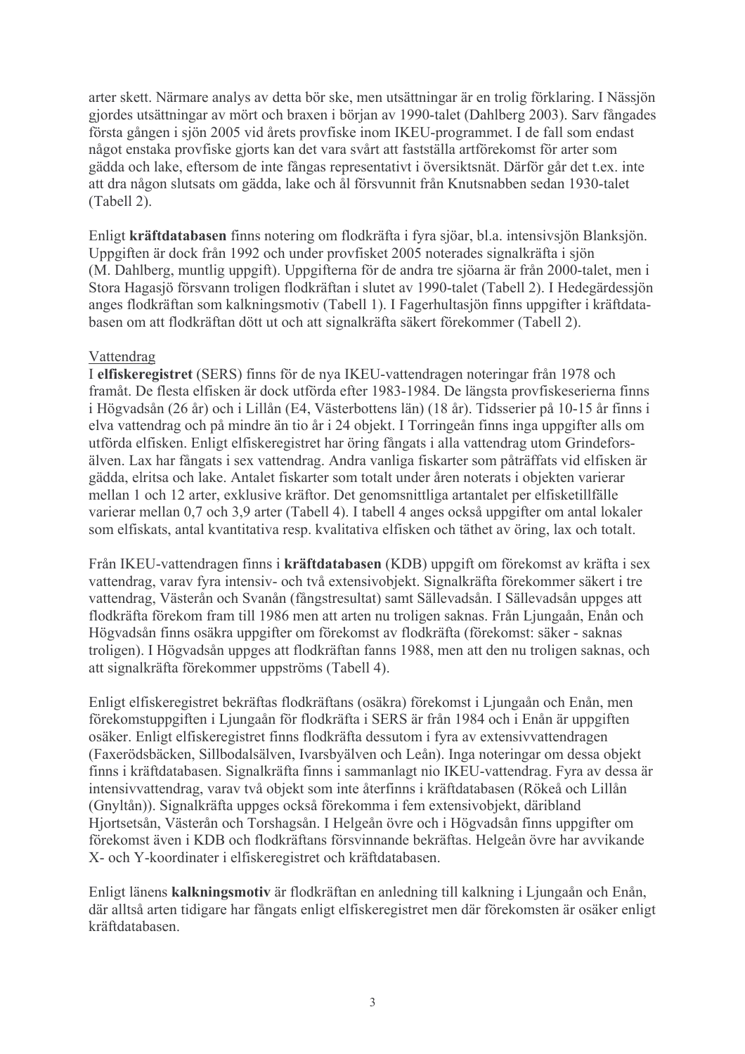arter skett. Närmare analys av detta bör ske, men utsättningar är en trolig förklaring. I Nässjön gjordes utsättningar av mört och braxen i början av 1990-talet (Dahlberg 2003). Sarv fångades första gången i sjön 2005 vid årets provfiske inom IKEU-programmet. I de fall som endast något enstaka provfiske gjorts kan det vara svårt att fastställa artförekomst för arter som gädda och lake, eftersom de inte fångas representativt i översiktsnät. Därför går det t.ex. inte att dra någon slutsats om gädda, lake och ål försvunnit från Knutsnabben sedan 1930-talet (Tabell 2).

Enligt **kräftdatabasen** finns notering om flodkräfta i fyra sjöar, bl.a. intensivsjön Blanksjön. Uppgiften är dock från 1992 och under provfisket 2005 noterades signalkräfta i sjön (M. Dahlberg, muntlig uppgift). Uppgifterna för de andra tre sjöarna är från 2000-talet, men i Stora Hagasjö försvann troligen flodkräftan i slutet av 1990-talet (Tabell 2). I Hedegärdessjön anges flodkräftan som kalkningsmotiv (Tabell 1). I Fagerhultasjön finns uppgifter i kräftdatabasen om att flodkräftan dött ut och att signalkräfta säkert förekommer (Tabell 2).

Vattendrag

I **elfiskeregistret** (SERS) finns för de nya IKEU-vattendragen noteringar från 1978 och framåt. De flesta elfisken är dock utförda efter 1983-1984. De längsta provfiskeserierna finns i Högvadsån (26 år) och i Lillån (E4, Västerbottens län) (18 år). Tidsserier på 10-15 år finns i elva vattendrag och på mindre än tio år i 24 objekt. I Torringeån finns inga uppgifter alls om utförda elfisken. Enligt elfiskeregistret har öring fångats i alla vattendrag utom Grindeforsälven. Lax har fångats i sex vattendrag. Andra vanliga fiskarter som påträffats vid elfisken är gädda, elritsa och lake. Antalet fiskarter som totalt under åren noterats i objekten varierar mellan 1 och 12 arter, exklusive kräftor. Det genomsnittliga artantalet per elfisketillfälle varierar mellan 0,7 och 3,9 arter (Tabell 4). I tabell 4 anges också uppgifter om antal lokaler som elfiskats, antal kvantitativa resp. kvalitativa elfisken och täthet av öring, lax och totalt.

Från IKEU-vattendragen finns i **kräftdatabasen** (KDB) uppgift om förekomst av kräfta i sex vattendrag, varav fyra intensiv- och två extensivobjekt. Signalkräfta förekommer säkert i tre vattendrag, Västerån och Svanån (fångstresultat) samt Sällevadsån. I Sällevadsån uppges att flodkräfta förekom fram till 1986 men att arten nu troligen saknas. Från Ljungaån, Enån och Högvadsån finns osäkra uppgifter om förekomst av flodkräfta (förekomst: säker - saknas troligen). I Högvadsån uppges att flodkräftan fanns 1988, men att den nu troligen saknas, och att signalkräfta förekommer uppströms (Tabell 4).

Enligt elfiskeregistret bekräftas flodkräftans (osäkra) förekomst i Ljungaån och Enån, men förekomstuppgiften i Ljungaån för flodkräfta i SERS är från 1984 och i Enån är uppgiften osäker. Enligt elfiskeregistret finns flodkräfta dessutom i fyra av extensivvattendragen (Faxerödsbäcken, Sillbodalsälven, Ivarsbyälven och Leån). Inga noteringar om dessa objekt finns i kräftdatabasen. Signalkräfta finns i sammanlagt nio IKEU-vattendrag. Fyra av dessa är intensivvattendrag, varav två objekt som inte återfinns i kräftdatabasen (Rökeå och Lillån (Gnyltån)). Signalkräfta uppges också förekomma i fem extensivobjekt, däribland Hjortsetsån, Västerån och Torshagsån. I Helgeån övre och i Högvadsån finns uppgifter om förekomst även i KDB och flodkräftans försvinnande bekräftas. Helgeån övre har avvikande X- och Y-koordinater i elfiskeregistret och kräftdatabasen.

Enligt länens **kalkningsmotiv** är flodkräftan en anledning till kalkning i Ljungaån och Enån, där alltså arten tidigare har fångats enligt elfiskeregistret men där förekomsten är osäker enligt kräftdatabasen.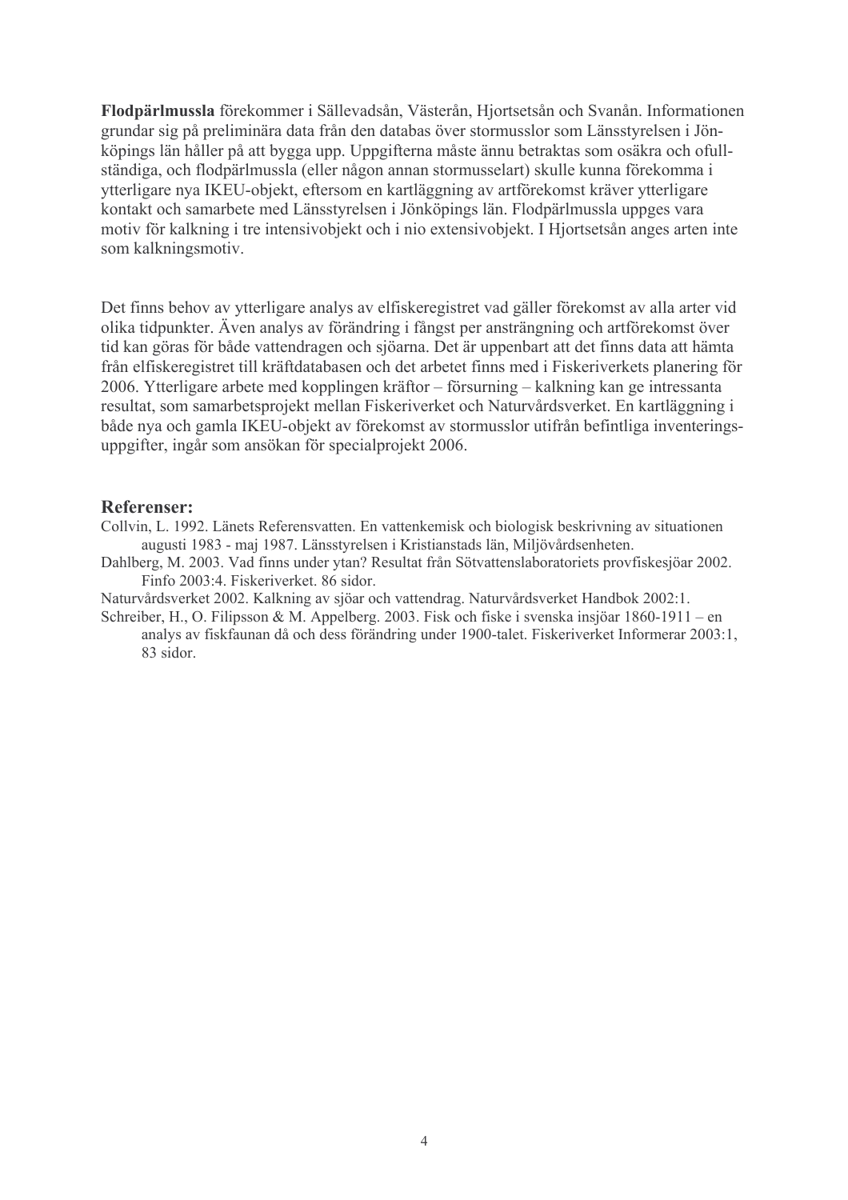**Flodpärlmussla** förekommer i Sällevadsån, Västerån, Hjortsetsån och Svanån. Informationen grundar sig på preliminära data från den databas över stormusslor som Länsstyrelsen i Jönköpings län håller på att bygga upp. Uppgifterna måste ännu betraktas som osäkra och ofullständiga, och flodpärlmussla (eller någon annan stormusselart) skulle kunna förekomma i ytterligare nya IKEU-objekt, eftersom en kartläggning av artförekomst kräver ytterligare kontakt och samarbete med Länsstyrelsen i Jönköpings län. Flodpärlmussla uppges vara motiv för kalkning i tre intensivobjekt och i nio extensivobjekt. I Hjortsetsån anges arten inte som kalkningsmotiv.

Det finns behov av ytterligare analys av elfiskeregistret vad gäller förekomst av alla arter vid olika tidpunkter. Även analys av förändring i fångst per ansträngning och artförekomst över tid kan göras för både vattendragen och sjöarna. Det är uppenbart att det finns data att hämta från elfiskeregistret till kräftdatabasen och det arbetet finns med i Fiskeriverkets planering för 2006. Ytterligare arbete med kopplingen kräftor – försurning – kalkning kan ge intressanta resultat, som samarbetsprojekt mellan Fiskeriverket och Naturvårdsverket. En kartläggning i både nya och gamla IKEU-objekt av förekomst av stormusslor utifrån befintliga inventeringsuppgifter, ingår som ansökan för specialprojekt 2006.

## Referenser:

Collvin, L. 1992. Länets Referensvatten. En vattenkemisk och biologisk beskrivning av situationen augusti 1983 - maj 1987. Länsstyrelsen i Kristianstads län, Miljövårdsenheten.

Dahlberg, M. 2003. Vad finns under ytan? Resultat från Sötvattenslaboratoriets provfiskesjöar 2002. Finfo 2003:4. Fiskeriverket. 86 sidor.

Naturvårdsverket 2002. Kalkning av sjöar och vattendrag. Naturvårdsverket Handbok 2002:1.

Schreiber, H., O. Filipsson & M. Appelberg. 2003. Fisk och fiske i svenska insjöar 1860-1911 – en analys av fiskfaunan då och dess förändring under 1900-talet. Fiskeriverket Informerar 2003:1, 83 sidor.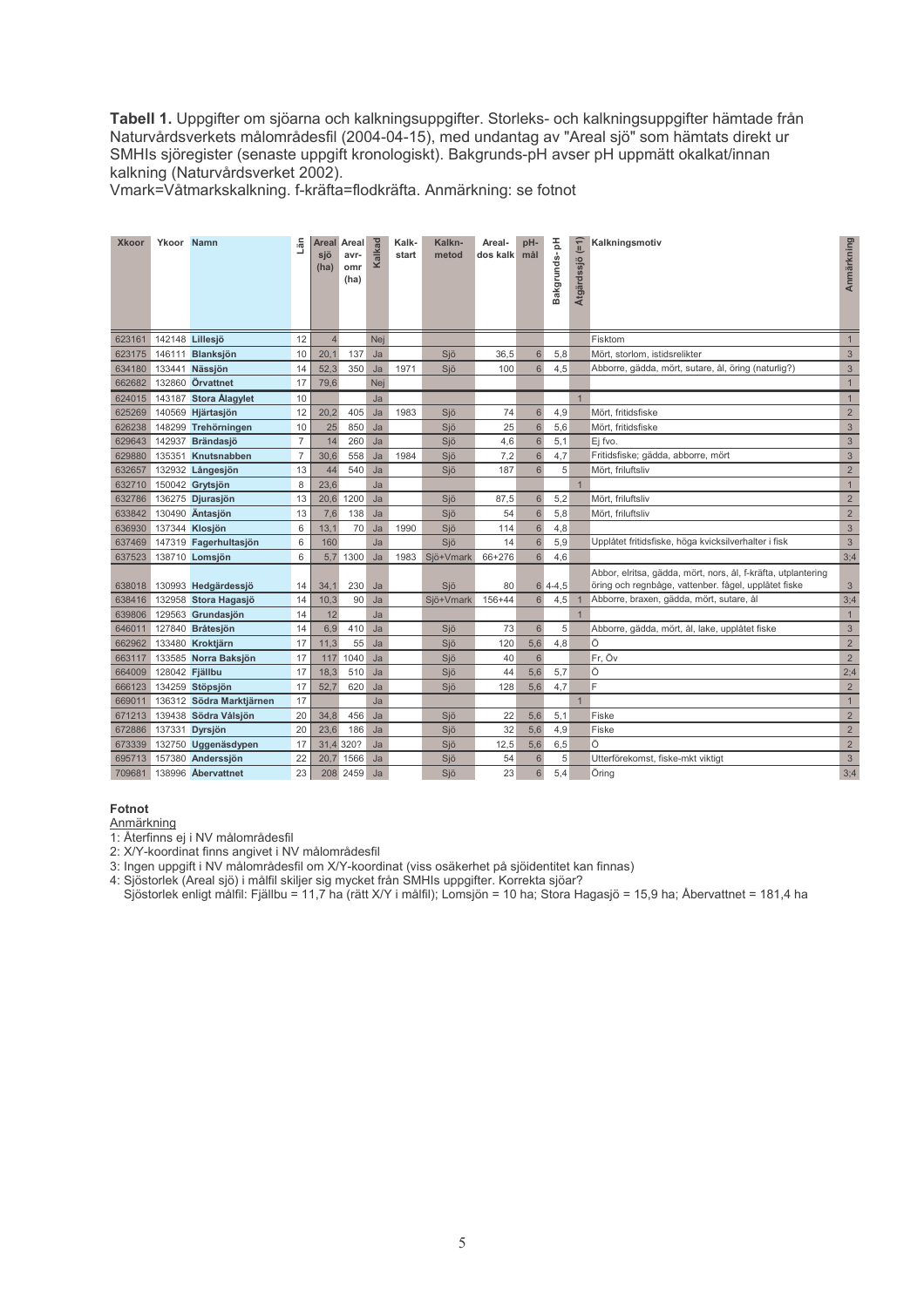**Tabell 1.** Uppgifter om sjöarna och kalkningsuppgifter. Storleks- och kalkningsuppgifter hämtade från Naturvårdsverkets målområdesfil (2004-04-15), med undantag av "Areal sjö" som hämtats direkt ur SMHIs sjöregister (senaste uppgift kronologiskt). Bakgrunds-pH avser pH uppmätt okalkat/innan kalkning (Naturvårdsverket 2002).
Vmark=Våtmarkskalkning. f-kräfta=flodkräfta. Anmärkning: se fotnot

| Xkoor | Ykoor | Namn | Län | Areal sjö (ha) | Areal avr-omr (ha) | Kalkad | Kalk-start | Kalkn-metod | Areal-dos kalk | pH-mål | Bakgrunds-pH | Åtgärdssjö (=1) | Kalkningsmotiv | Anmärkning |
|---|---|---|---|---|---|---|---|---|---|---|---|---|---|---|
| 623161 | 142148 | Lillesjö | 12 | 4 | | Nej | | | | | | | Fisktom | 1 |
| 623175 | 146111 | Blanksjön | 10 | 20,1 | 137 | Ja | | Sjö | 36,5 | 6 | 5,8 | | Mört, storlom, istidsrelikter | 3 |
| 634180 | 133441 | Nässjön | 14 | 52,3 | 350 | Ja | 1971 | Sjö | 100 | 6 | 4,5 | | Abborre, gädda, mört, sutare, ål, öring (naturlig?) | 3 |
| 662682 | 132860 | Örvattnet | 17 | 79,6 | | Nej | | | | | | | | 1 |
| 624015 | 143187 | Stora Ålagylet | 10 | | | Ja | | | | | | 1 | | 1 |
| 625269 | 140569 | Hjärtasjön | 12 | 20,2 | 405 | Ja | 1983 | Sjö | 74 | 6 | 4,9 | | Mört, fritidsfiske | 2 |
| 626238 | 148299 | Trehörningen | 10 | 25 | 850 | Ja | | Sjö | 25 | 6 | 5,6 | | Mört, fritidsfiske | 3 |
| 629643 | 142937 | Brändasjö | 7 | 14 | 260 | Ja | | Sjö | 4,6 | 6 | 5,1 | | Ej fvo. | 3 |
| 629880 | 135351 | Knutsnabben | 7 | 30,6 | 558 | Ja | 1984 | Sjö | 7,2 | 6 | 4,7 | | Fritidsfiske; gädda, abborre, mört | 3 |
| 632657 | 132932 | Långesjön | 13 | 44 | 540 | Ja | | Sjö | 187 | 6 | 5 | | Mört, friluftsliv | 2 |
| 632710 | 150042 | Grytsjön | 8 | 23,6 | | Ja | | | | | | 1 | | 1 |
| 632786 | 136275 | Djurasjön | 13 | 20,6 | 1200 | Ja | | Sjö | 87,5 | 6 | 5,2 | | Mört, friluftsliv | 2 |
| 633842 | 130490 | Äntasjön | 13 | 7,6 | 138 | Ja | | Sjö | 54 | 6 | 5,8 | | Mört, friluftsliv | 2 |
| 636930 | 137344 | Klosjön | 6 | 13,1 | 70 | Ja | 1990 | Sjö | 114 | 6 | 4,8 | | | 3 |
| 637469 | 147319 | Fagerhultasjön | 6 | 160 | | Ja | | Sjö | 14 | 6 | 5,9 | | Upplåtet fritidsfiske, höga kvicksilverhalter i fisk | 3 |
| 637523 | 138710 | Lomsjön | 6 | 5,7 | 1300 | Ja | 1983 | Sjö+Vmark | 66+276 | 6 | 4,6 | | | 3;4 |
| 638018 | 130993 | Hedgärdessjö | 14 | 34,1 | 230 | Ja | | Sjö | 80 | 6 | 4-4,5 | | Abbor, elritsa, gädda, mört, nors, ål, f-kräfta, utplantering öring och regnbåge, vattenber. fågel, upplåtet fiske | 3 |
| 638416 | 132958 | Stora Hagasjö | 14 | 10,3 | 90 | Ja | | Sjö+Vmark | 156+44 | 6 | 4,5 | 1 | Abborre, braxen, gädda, mört, sutare, ål | 3;4 |
| 639806 | 129563 | Grundasjön | 14 | 12 | | Ja | | | | | | 1 | | 1 |
| 646011 | 127840 | Bråtesjön | 14 | 6,9 | 410 | Ja | | Sjö | 73 | 6 | 5 | | Abborre, gädda, mört, ål, lake, upplåtet fiske | 3 |
| 662962 | 133480 | Kroktjärn | 17 | 11,3 | 55 | Ja | | Sjö | 120 | 5,6 | 4,8 | | Ö | 2 |
| 663117 | 133585 | Norra Baksjön | 17 | 117 | 1040 | Ja | | Sjö | 40 | 6 | | | Fr, Öv | 2 |
| 664009 | 128042 | Fjällbu | 17 | 18,3 | 510 | Ja | | Sjö | 44 | 5,6 | 5,7 | | Ö | 2;4 |
| 666123 | 134259 | Stöpsjön | 17 | 52,7 | 620 | Ja | | Sjö | 128 | 5,6 | 4,7 | | F | 2 |
| 669011 | 136312 | Södra Marktjärnen | 17 | | | Ja | | | | | | 1 | | 1 |
| 671213 | 139438 | Södra Vålsjön | 20 | 34,8 | 456 | Ja | | Sjö | 22 | 5,6 | 5,1 | | Fiske | 2 |
| 672886 | 137331 | Dyrsjön | 20 | 23,6 | 186 | Ja | | Sjö | 32 | 5,6 | 4,9 | | Fiske | 2 |
| 673339 | 132750 | Uggenäsdypen | 17 | 31,4 | 320? | Ja | | Sjö | 12,5 | 5,6 | 6,5 | | Ö | 2 |
| 695713 | 157380 | Anderssjön | 22 | 20,7 | 1566 | Ja | | Sjö | 54 | 6 | 5 | | Utterförekomst, fiske-mkt viktigt | 3 |
| 709681 | 138996 | Åbervattnet | 23 | 208 | 2459 | Ja | | Sjö | 23 | 6 | 5,4 | | Öring | 3;4 |

**Fotnot**

Anmärkning

1: Återfinns ej i NV målområdesfil

2: X/Y-koordinat finns angivet i NV målområdesfil

3: Ingen uppgift i NV målområdesfil om X/Y-koordinat (viss osäkerhet på sjöidentitet kan finnas)

4: Sjöstorlek (Areal sjö) i målfil skiljer sig mycket från SMHIs uppgifter. Korrekta sjöar?
Sjöstorlek enligt målfil: Fjällbu = 11,7 ha (rätt X/Y i målfil); Lomsjön = 10 ha; Stora Hagasjö = 15,9 ha; Åbervattnet = 181,4 ha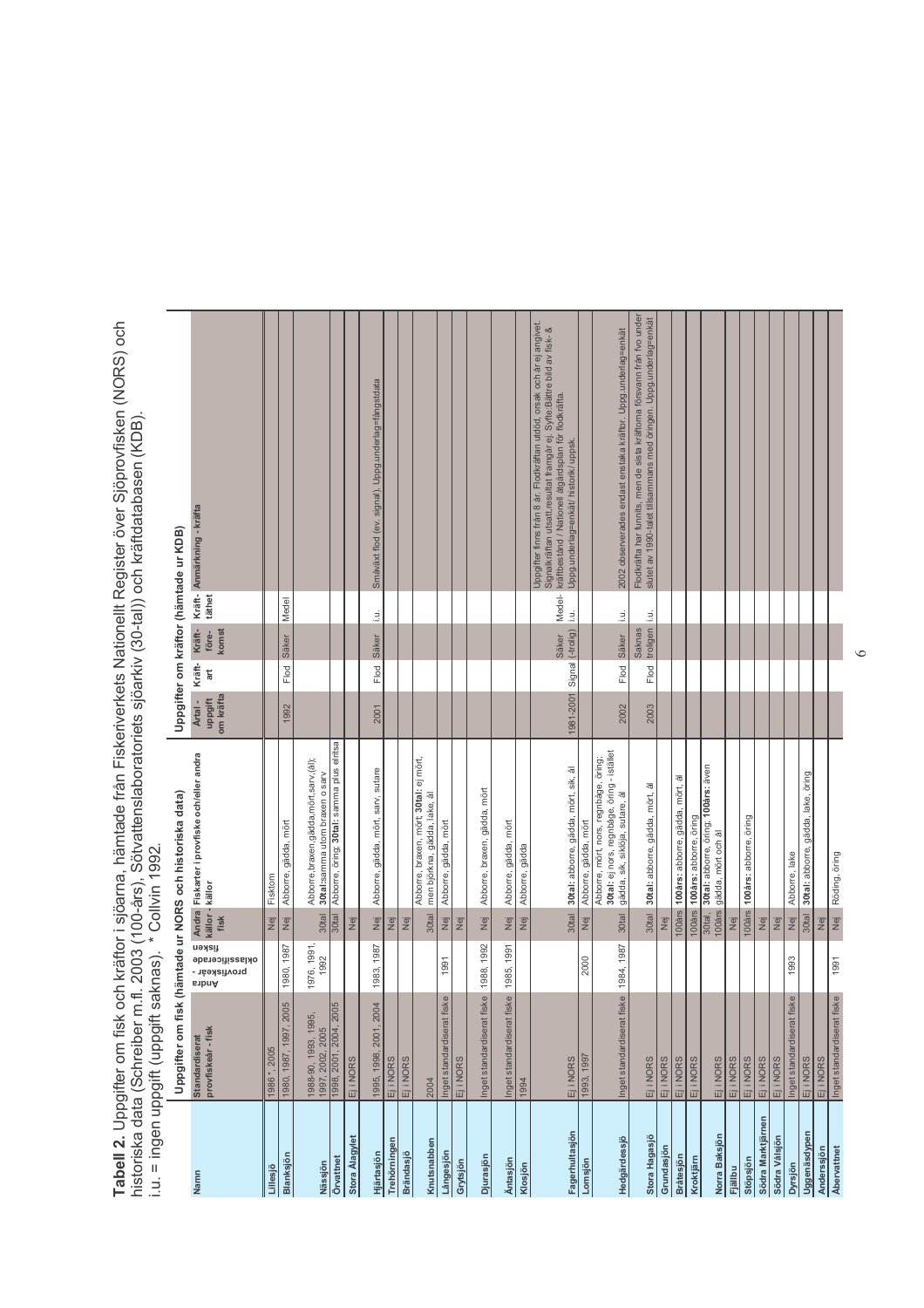**Tabell 2.** Uppgifter om fisk och kräftor i sjöarna, hämtade från Fiskeriverkets Nationellt Register över Sjöprovfisken (NORS) och historiska data (Schreiber m.fl. 2003 (100-års), Sötvattenslaboratoriets sjöarkiv (30-tal)) och kräftdatabasen (KDB).
i.u. = ingen uppgift (uppgift saknas). * Collvin 1992.

| Namn | Uppgifter om fisk (hämtade ur NORS och historiska data) | | | | Uppgifter om kräftor (hämtade ur KDB) | | | | |
|---|---|---|---|---|---|---|---|---|---|
| | Standardiserat provfiskeår - fisk | Andra provfiskeår - oklassificerade fisken | Andra källor - fisk | Fiskarter i provfiske och/eller andra källor | Årtal - uppgift om kräfta | Kräft-art | Kräft-före-komst | Kräft-täthet | Anmärkning - kräfta |
| Lillesjö | 1986 *, 2005 | | Nej | Fisktom | | | | | |
| Blanksjön | 1980, 1987, 1997, 2005 | 1980, 1987 | Nej | Abborre, gädda, mört | 1992 | Flod | Säker | Medel | |
| Nässjön | 1988-90, 1993, 1995, 1997, 2002, 2005 | 1976, 1991, 1992 | 30tal | Abborre,braxen,gädda,mört,sarv,(ål); **30tal:**samma utom braxen o sarv | | | | | |
| Örvattnet | 1998, 2001, 2004, 2005 | | 30tal | Abborre, öring; **30tal:** samma plus elritsa | | | | | |
| Stora Alagylet | Ej i NORS | | Nej | | | | | | |
| Hjärtasjön | 1995, 1998, 2001, 2004 | 1983, 1987 | Nej | Abborre, gädda, mört, sarv, sutare | 2001 | Flod | Säker | i.u. | Småväxt flod (ev. signal). Uppg.underlag=fångstdata |
| Trehörningen | Ej i NORS | | Nej | | | | | | |
| Brändasjö | Ej i NORS | | Nej | | | | | | |
| Knutsnabben | 2004 | | 30tal | Abborre, braxen, mört; **30tal:** ej mört, men björkna, gädda, lake, ål | | | | | |
| Långesjön | Inget standardiserat fiske | 1991 | Nej | Abborre, gädda, mört | | | | | |
| Grytsjön | Ej i NORS | | Nej | | | | | | |
| Djurasjön | Inget standardiserat fiske | 1988, 1992 | Nej | Abborre, braxen, gädda, mört | | | | | |
| Äntasjön | Inget standardiserat fiske | 1985, 1991 | Nej | Abborre, gädda, mört | | | | | |
| Klosjön | 1994 | | Nej | Abborre, gädda | | | | | |
| Fagerhultasjön | Ej i NORS | | 30tal | **30tal:** abborre, gädda, mört, sik, ål | 1981-2001 | Signal | Säker (-trolig) | Medel-i.u. | Uppgifter finns från 8 år. Flodkräftan utdöd, orsak och år ej angivet. Signalkräftan utsatt,resultat framgår ej. Syfte:Bättre bild av fisk- & kräftbestånd / Nationell åtgärdsplan för flodkräfta. Uppg.underlag=enkät/ historik/ uppsk. |
| Lomsjön | 1993, 1997 | 2000 | Nej | Abborre, gädda, mört | | | | | |
| Hedgärdessjö | Inget standardiserat fiske | 1984, 1987 | 30tal | Abborre, mört, nors, regnbåge, öring; **30tal:** ej nors, regnbåge, öring - istället gädda, sik, siklöja, sutare, ål | 2002 | Flod | Säker | i.u. | 2002 observerades endast enstaka kräftor. Upp.underlag=enkät |
| Stora Hagasjö | Ej i NORS | | 30tal | **30tal:** abborre, gädda, mört, ål | 2003 | Flod | Saknas troligen | i.u. | Flodkräfta har funnits, men de sista kräftorna försvann från fvo under slutet av 1990-talet tillsammans med öringen. Uppg.underlag=enkät |
| Grundasjön | Ej i NORS | | Nej | | | | | | |
| Brätesjön | Ej i NORS | | 100års | **100års:** abborre, gädda, mört, ål | | | | | |
| Kroktjärn | Ej i NORS | | 100års | **100års:** abborre, öring | | | | | |
| Norra Baksjön | Ej i NORS | | 30tal 100års | **30tal:** abborre, öring; **100års:** även gädda, mört och ål | | | | | |
| Fjällbu | Ej i NORS | | Nej | | | | | | |
| Stöpsjön | Ej i NORS | | 100års | **100års:** abborre, öring | | | | | |
| Södra Marktjärnen | Ej i NORS | | Nej | | | | | | |
| Södra Valsjön | Ej i NORS | | Nej | | | | | | |
| Dyrsjön | Inget standardiserat fiske | 1993 | Nej | Abborre, lake | | | | | |
| Uggenäsdypen | Ej i NORS | | 30tal | **30tal:** abborre, gädda, lake, öring | | | | | |
| Anderssjön | Ej i NORS | | Nej | | | | | | |
| Åbervattnet | Inget standardiserat fiske | 1991 | Nej | Röding, öring | | | | | |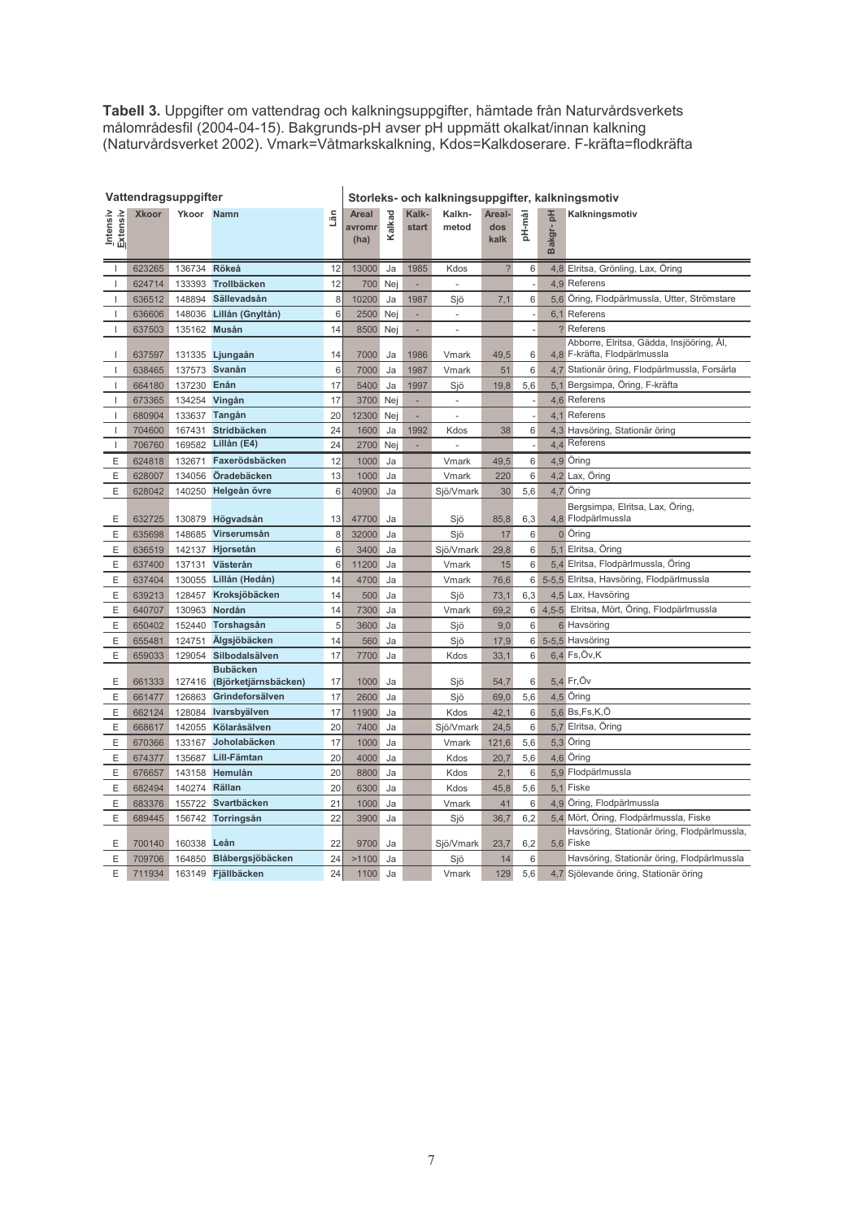**Tabell 3.** Uppgifter om vattendrag och kalkningsuppgifter, hämtade från Naturvårdsverkets målområdesfil (2004-04-15). Bakgrunds-pH avser pH uppmätt okalkat/innan kalkning (Naturvårdsverket 2002). Vmark=Våtmarkskalkning, Kdos=Kalkdoserare. F-kräfta=flodkräfta

| Vattendragsuppgifter | | | | | Storleks- och kalkningsuppgifter, kalkningsmotiv | | | | | | | |
|---|---|---|---|---|---|---|---|---|---|---|---|---|
| Intensiv Extensiv | Xkoor | Ykoor | Namn | Län | Areal avromr (ha) | Kalkad | Kalk-start | Kalkn-metod | Areal-dos kalk | pH-mål | Bakgr-pH | Kalkningsmotiv |
| I | 623265 | 136734 | Rökeå | 12 | 13000 | Ja | 1985 | Kdos | ? | 6 | 4,8 | Elritsa, Grönling, Lax, Öring |
| I | 624714 | 133393 | Trollbäcken | 12 | 700 | Nej | - | - | | - | 4,9 | Referens |
| I | 636512 | 148894 | Sällevadsån | 8 | 10200 | Ja | 1987 | Sjö | 7,1 | 6 | 5,6 | Öring, Flodpärlmussla, Utter, Strömstare |
| I | 636606 | 148036 | Lillån (Gnyltån) | 6 | 2500 | Nej | - | - | | - | 6,1 | Referens |
| I | 637503 | 135162 | Musån | 14 | 8500 | Nej | - | - | | - | ? | Referens |
| I | 637597 | 131335 | Ljungaån | 14 | 7000 | Ja | 1986 | Vmark | 49,5 | 6 | 4,8 | Abborre, Elritsa, Gädda, Insjööring, Ål, F-kräfta, Flodpärlmussla |
| I | 638465 | 137573 | Svanån | 6 | 7000 | Ja | 1987 | Vmark | 51 | 6 | 4,7 | Stationär öring, Flodpärlmussla, Forsärla |
| I | 664180 | 137230 | Enån | 17 | 5400 | Ja | 1997 | Sjö | 19,8 | 5,6 | 5,1 | Bergsimpa, Öring, F-kräfta |
| I | 673365 | 134254 | Vingån | 17 | 3700 | Nej | - | - | | - | 4,6 | Referens |
| I | 680904 | 133637 | Tangån | 20 | 12300 | Nej | - | - | | - | 4,1 | Referens |
| I | 704600 | 167431 | Stridbäcken | 24 | 1600 | Ja | 1992 | Kdos | 38 | 6 | 4,3 | Havsöring, Stationär öring |
| I | 706760 | 169582 | Lillån (E4) | 24 | 2700 | Nej | - | - | | - | 4,4 | Referens |
| E | 624818 | 132671 | Faxerödsbäcken | 12 | 1000 | Ja | | Vmark | 49,5 | 6 | 4,9 | Öring |
| E | 628007 | 134056 | Öradebäcken | 13 | 1000 | Ja | | Vmark | 220 | 6 | 4,2 | Lax, Öring |
| E | 628042 | 140250 | Helgeån övre | 6 | 40900 | Ja | | Sjö/Vmark | 30 | 5,6 | 4,7 | Öring |
| E | 632725 | 130879 | Högvadsån | 13 | 47700 | Ja | | Sjö | 85,8 | 6,3 | 4,8 | Bergsimpa, Elritsa, Lax, Öring, Flodpärlmussla |
| E | 635698 | 148685 | Virserumsån | 8 | 32000 | Ja | | Sjö | 17 | 6 | 0 | Öring |
| E | 636519 | 142137 | Hjorsetån | 6 | 3400 | Ja | | Sjö/Vmark | 29,8 | 6 | 5,1 | Elritsa, Öring |
| E | 637400 | 137131 | Västerån | 6 | 11200 | Ja | | Vmark | 15 | 6 | 5,4 | Elritsa, Flodpärlmussla, Öring |
| E | 637404 | 130055 | Lillån (Hedån) | 14 | 4700 | Ja | | Vmark | 76,6 | 6 | 5-5,5 | Elritsa, Havsöring, Flodpärlmussla |
| E | 639213 | 128457 | Kroksjöbäcken | 14 | 500 | Ja | | Sjö | 73,1 | 6,3 | 4,5 | Lax, Havsöring |
| E | 640707 | 130963 | Nordån | 14 | 7300 | Ja | | Vmark | 69,2 | 6 | 4,5-5 | Elritsa, Mört, Öring, Flodpärlmussla |
| E | 650402 | 152440 | Torshagsån | 5 | 3600 | Ja | | Sjö | 9,0 | 6 | 6 | Havsöring |
| E | 655481 | 124751 | Älgsjöbäcken | 14 | 560 | Ja | | Sjö | 17,9 | 6 | 5-5,5 | Havsöring |
| E | 659033 | 129054 | Silbodalsälven | 17 | 7700 | Ja | | Kdos | 33,1 | 6 | 6,4 | Fs,Öv,K |
| E | 661333 | 127416 | Bubäcken (Björketjärnsbäcken) | 17 | 1000 | Ja | | Sjö | 54,7 | 6 | 5,4 | Fr,Öv |
| E | 661477 | 126863 | Grindeforsälven | 17 | 2600 | Ja | | Sjö | 69,0 | 5,6 | 4,5 | Öring |
| E | 662124 | 128084 | Ivarsbyälven | 17 | 11900 | Ja | | Kdos | 42,1 | 6 | 5,6 | Bs,Fs,K,Ö |
| E | 668617 | 142055 | Kölaråsälven | 20 | 7400 | Ja | | Sjö/Vmark | 24,5 | 6 | 5,7 | Elritsa, Öring |
| E | 670366 | 133167 | Joholabäcken | 17 | 1000 | Ja | | Vmark | 121,6 | 5,6 | 5,3 | Öring |
| E | 674377 | 135687 | Lill-Fämtan | 20 | 4000 | Ja | | Kdos | 20,7 | 5,6 | 4,6 | Öring |
| E | 676657 | 143158 | Hemulån | 20 | 8800 | Ja | | Kdos | 2,1 | 6 | 5,9 | Flodpärlmussla |
| E | 682494 | 140274 | Rällan | 20 | 6300 | Ja | | Kdos | 45,8 | 5,6 | 5,1 | Fiske |
| E | 683376 | 155722 | Svartbäcken | 21 | 1000 | Ja | | Vmark | 41 | 6 | 4,9 | Öring, Flodpärlmussla |
| E | 689445 | 156742 | Torringsån | 22 | 3900 | Ja | | Sjö | 36,7 | 6,2 | 5,4 | Mört, Öring, Flodpärlmussla, Fiske |
| E | 700140 | 160338 | Leån | 22 | 9700 | Ja | | Sjö/Vmark | 23,7 | 6,2 | 5,6 | Havsöring, Stationär öring, Flodpärlmussla, Fiske |
| E | 709706 | 164850 | Blåbergsjöbäcken | 24 | >1100 | Ja | | Sjö | 14 | 6 | | Havsöring, Stationär öring, Flodpärlmussla |
| E | 711934 | 163149 | Fjällbäcken | 24 | 1100 | Ja | | Vmark | 129 | 5,6 | 4,7 | Sjölevande öring, Stationär öring |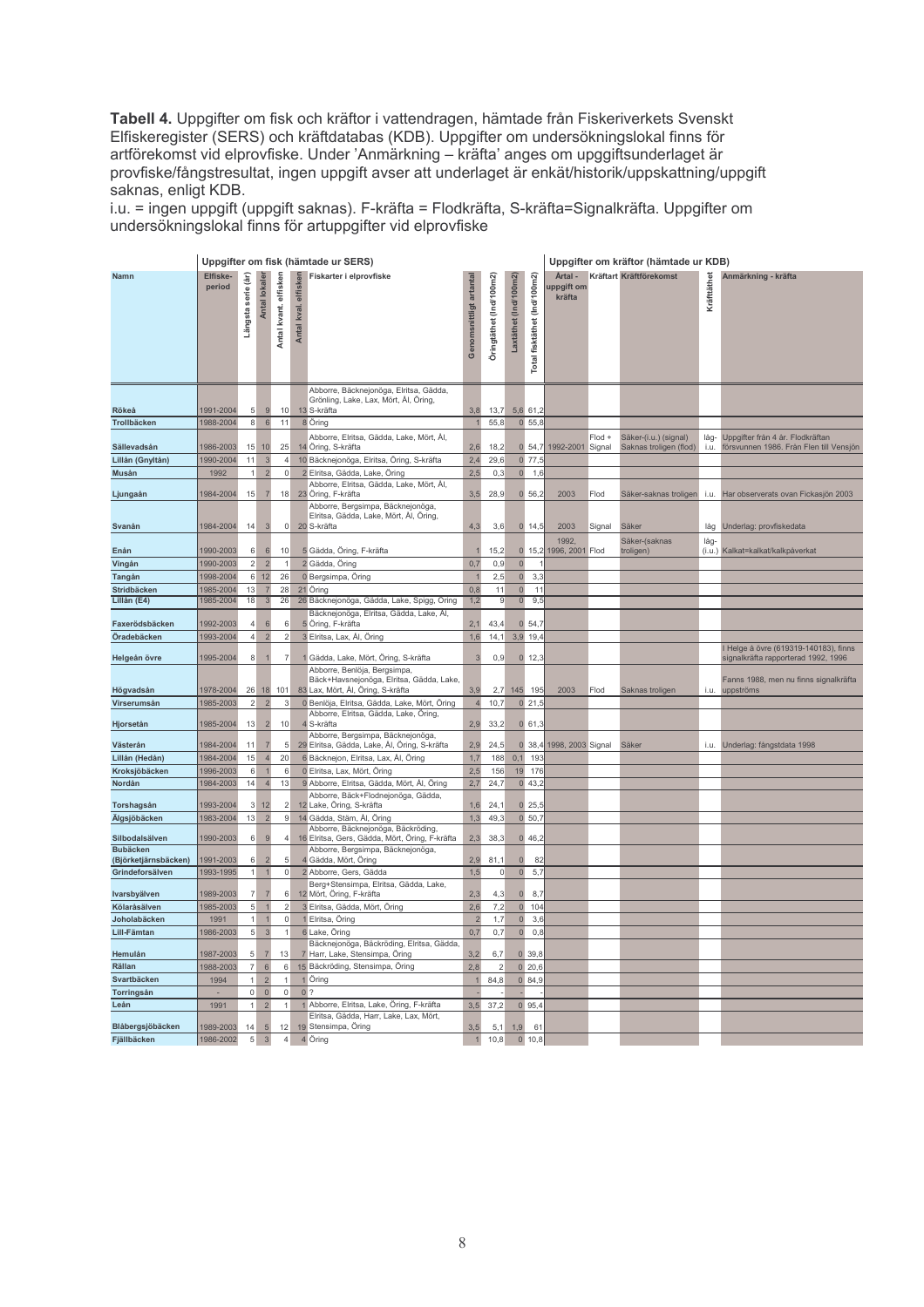**Tabell 4.** Uppgifter om fisk och kräftor i vattendragen, hämtade från Fiskeriverkets Svenskt Elfiskeregister (SERS) och kräftdatabas (KDB). Uppgifter om undersökningslokal finns för artförekomst vid elprovfiske. Under 'Anmärkning – kräfta' anges om upggiftsunderlaget är provfiske/fångstresultat, ingen uppgift avser att underlaget är enkät/historik/uppskattning/uppgift saknas, enligt KDB.

i.u. = ingen uppgift (uppgift saknas). F-kräfta = Flodkräfta, S-kräfta=Signalkräfta. Uppgifter om undersökningslokal finns för artuppgifter vid elprovfiske

| | Uppgifter om fisk (hämtade ur SERS) | | | | | | | | | | | Uppgifter om kräftor (hämtade ur KDB) | | | | |
|---|---|---|---|---|---|---|---|---|---|---|---|---|---|---|---|---|
| Namn | Elfiske-period | Längsta serie (år) | Antal lokaler | Antal kvant. elfisken | Antal kval. elfisken | Fiskarter i elprovfiske | Genomsnittligt artantal | Öringtäthet (Ind/100m2) | Laxtäthet (Ind/100m2) | Total fisktäthet (Ind/100m2) | Årtal - uppgift om kräfta | Kräftart | Kräftförekomst | Kräfttäthet | Anmärkning - kräfta |
| Rökeå | 1991-2004 | 5 | 9 | 10 | 13 | Abborre, Bäcknejonöga, Elritsa, Gädda, Grönling, Lake, Lax, Mört, Ål, Öring, S-kräfta | 3,8 | 13,7 | 5,6 | 61,2 | | | | | |
| Trollbäcken | 1988-2004 | 8 | 6 | 11 | 8 | Öring | 1 | 55,8 | 0 | 55,8 | | | | | |
| Sällevadsån | 1986-2003 | 15 | 10 | 25 | 14 | Abborre, Elritsa, Gädda, Lake, Mört, Ål, Öring, S-kräfta | 2,6 | 18,2 | 0 | 54,7 | 1992-2001 | Flod + Signal | Säker-(i.u.) (signal) Saknas troligen (flod) | låg-i.u. | Uppgifter från 4 år. Flodkräftan försvunnen 1986. Från Flen till Vensjön |
| Lillån (Gnyltån) | 1990-2004 | 11 | 3 | 4 | 10 | Bäcknejonöga, Elritsa, Öring, S-kräfta | 2,4 | 29,6 | 0 | 77,5 | | | | | |
| Musån | 1992 | 1 | 2 | 0 | 2 | Elritsa, Gädda, Lake, Öring | 2,5 | 0,3 | 0 | 1,6 | | | | | |
| Ljungaån | 1984-2004 | 15 | 7 | 18 | 23 | Abborre, Elritsa, Gädda, Lake, Mört, Ål, Öring, F-kräfta | 3,5 | 28,9 | 0 | 56,2 | 2003 | Flod | Säker-saknas troligen | i.u. | Har observerats ovan Fickasjön 2003 |
| Svanån | 1984-2004 | 14 | 3 | 0 | 20 | Abborre, Bergsimpa, Bäcknejonöga, Elritsa, Gädda, Lake, Mört, Ål, Öring, S-kräfta | 4,3 | 3,6 | 0 | 14,5 | 2003 | Signal | Säker | låg | Underlag: provfiskedata |
| Enån | 1990-2003 | 6 | 6 | 10 | 5 | Gädda, Öring, F-kräfta | 1 | 15,2 | 0 | 15,2 | 1992, 1996, 2001 | Flod | Säker-(saknas troligen) | låg-(i.u.) | Kalkat=kalkat/kalkpåverkat |
| Vingån | 1990-2003 | 2 | 2 | 1 | 2 | Gädda, Öring | 0,7 | 0,9 | 0 | 1 | | | | | |
| Tangån | 1998-2004 | 6 | 12 | 26 | 0 | Bergsimpa, Öring | 1 | 2,5 | 0 | 3,3 | | | | | |
| Stridbäcken | 1985-2004 | 13 | 7 | 28 | 21 | Öring | 0,8 | 11 | 0 | 11 | | | | | |
| Lillån (E4) | 1985-2004 | 18 | 3 | 26 | 26 | Bäcknejonöga, Gädda, Lake, Spigg, Öring | 1,2 | 9 | 0 | 9,5 | | | | | |
| Faxerödsbäcken | 1992-2003 | 4 | 6 | 6 | 5 | Bäcknejonöga, Elritsa, Gädda, Lake, Ål, Öring, F-kräfta | 2,1 | 43,4 | 0 | 54,7 | | | | | |
| Öradebäcken | 1993-2004 | 4 | 2 | 2 | 3 | Elritsa, Lax, Ål, Öring | 1,6 | 14,1 | 3,9 | 19,4 | | | | | |
| Helgeån övre | 1995-2004 | 8 | 1 | 7 | 1 | Gädda, Lake, Mört, Öring, S-kräfta | 3 | 0,9 | 0 | 12,3 | | | | | I Helge å övre (619319-140183), finns signalkräfta rapporterad 1992, 1996 |
| Högvadsån | 1978-2004 | 26 | 18 | 101 | 83 | Abborre, Benlöja, Bergsimpa, Bäck+Havsnejonöga, Elritsa, Gädda, Lake, Lax, Mört, Ål, Öring, S-kräfta | 3,9 | 2,7 | 145 | 195 | 2003 | Flod | Saknas troligen | i.u. | Fanns 1988, men nu finns signalkräfta uppströms |
| Virserumsån | 1985-2003 | 2 | 2 | 3 | 0 | Benlöja, Elritsa, Gädda, Lake, Mört, Öring | 4 | 10,7 | 0 | 21,5 | | | | | |
| Hjorsetån | 1985-2004 | 13 | 2 | 10 | 4 | Abborre, Elritsa, Gädda, Lake, Öring, S-kräfta | 2,9 | 33,2 | 0 | 61,3 | | | | | |
| Västerån | 1984-2004 | 11 | 7 | 5 | 29 | Abborre, Bergsimpa, Bäcknejonöga, Elritsa, Gädda, Lake, Ål, Öring, S-kräfta | 2,9 | 24,5 | 0 | 38,4 | 1998, 2003 | Signal | Säker | i.u. | Underlag: fångstdata 1998 |
| Lillån (Hedån) | 1984-2004 | 15 | 4 | 20 | 6 | Bäcknejon, Elritsa, Lax, Ål, Öring | 1,7 | 188 | 0,1 | 193 | | | | | |
| Kroksjöbäcken | 1996-2003 | 6 | 1 | 6 | 0 | Elritsa, Lax, Mört, Öring | 2,5 | 156 | 19 | 176 | | | | | |
| Nordån | 1984-2003 | 14 | 4 | 13 | 9 | Abborre, Elritsa, Gädda, Mört, Ål, Öring | 2,7 | 24,7 | 0 | 43,2 | | | | | |
| Torshagsån | 1993-2004 | 3 | 12 | 2 | 12 | Abborre, Bäck+Flodnejonöga, Gädda, Lake, Öring, S-kräfta | 1,6 | 24,1 | 0 | 25,5 | | | | | |
| Älgsjöbäcken | 1983-2004 | 13 | 2 | 9 | 14 | Gädda, Stäm, Ål, Öring | 1,3 | 49,3 | 0 | 50,7 | | | | | |
| Silbodalsälven | 1990-2003 | 6 | 9 | 4 | 16 | Abborre, Bäcknejonöga, Bäckröding, Elritsa, Gers, Gädda, Mört, Öring, F-kräfta | 2,3 | 38,3 | 0 | 46,2 | | | | | |
| Bubäcken (Björketjärnsbäcken) | 1991-2003 | 6 | 2 | 5 | 4 | Abborre, Bergsimpa, Bäcknejonöga, Gädda, Mört, Öring | 2,9 | 81,1 | 0 | 82 | | | | | |
| Grindeforsälven | 1993-1995 | 1 | 1 | 0 | 2 | Abborre, Gers, Gädda | 1,5 | 0 | 0 | 5,7 | | | | | |
| Ivarsbyälven | 1989-2003 | 7 | 7 | 6 | 12 | Berg+Stensimpa, Elritsa, Gädda, Lake, Mört, Öring, F-kräfta | 2,3 | 4,3 | 0 | 8,7 | | | | | |
| Kölaråsälven | 1985-2003 | 5 | 1 | 2 | 3 | Elritsa, Gädda, Mört, Öring | 2,6 | 7,2 | 0 | 104 | | | | | |
| Joholabäcken | 1991 | 1 | 1 | 0 | 1 | Elritsa, Öring | 2 | 1,7 | 0 | 3,6 | | | | | |
| Lill-Fämtan | 1986-2003 | 5 | 3 | 1 | 6 | Lake, Öring | 0,7 | 0,7 | 0 | 0,8 | | | | | |
| Hemulån | 1987-2003 | 5 | 7 | 13 | 7 | Bäcknejonöga, Bäckröding, Elritsa, Gädda, Harr, Lake, Stensimpa, Öring | 3,2 | 6,7 | 0 | 39,8 | | | | | |
| Rällan | 1988-2003 | 7 | 6 | 6 | 15 | Bäckröding, Stensimpa, Öring | 2,8 | 2 | 0 | 20,6 | | | | | |
| Svartbäcken | 1994 | 1 | 2 | 1 | 1 | Öring | 1 | 84,8 | 0 | 84,9 | | | | | |
| Torringsån | - | 0 | 0 | 0 | 0 | ? | - | - | - | - | | | | | |
| Leån | 1991 | 1 | 2 | 1 | 1 | Abborre, Elritsa, Lake, Öring, F-kräfta | 3,5 | 37,2 | 0 | 95,4 | | | | | |
| Blåbergsjöbäcken | 1989-2003 | 14 | 5 | 12 | 19 | Elritsa, Gädda, Harr, Lake, Lax, Mört, Stensimpa, Öring | 3,5 | 5,1 | 1,9 | 61 | | | | | |
| Fjällbäcken | 1986-2002 | 5 | 3 | 4 | 4 | Öring | 1 | 10,8 | 0 | 10,8 | | | | | |